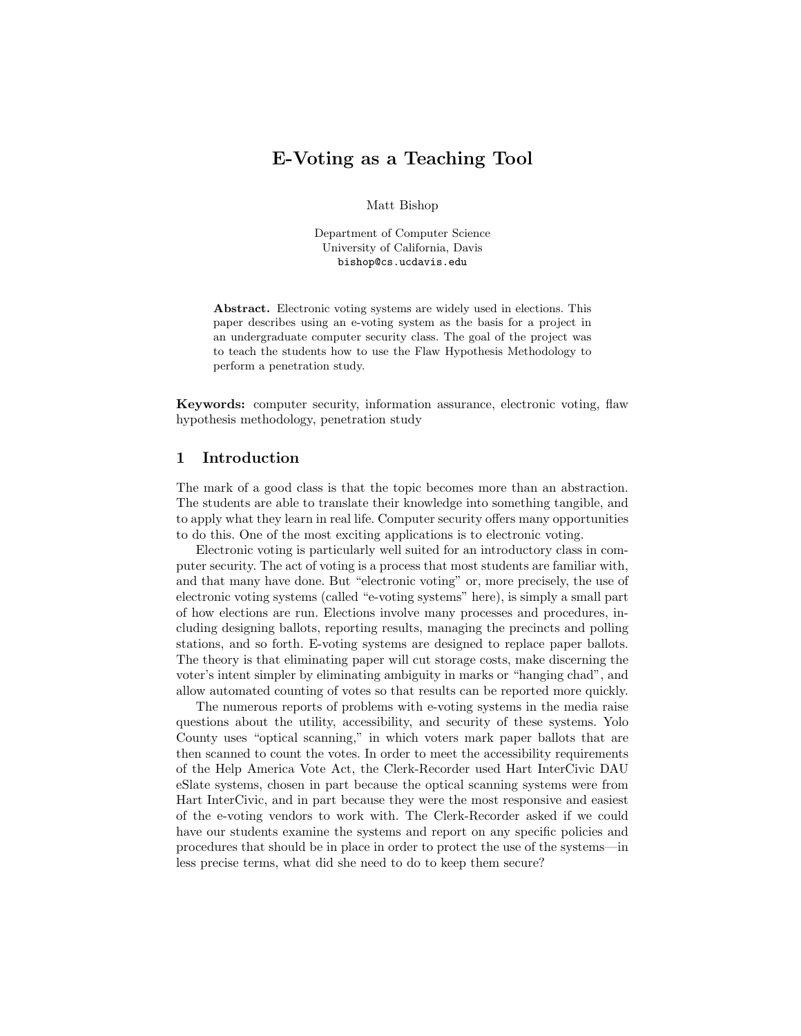# E-Voting as a Teaching Tool

Matt Bishop

Department of Computer Science
University of California, Davis
bishop@cs.ucdavis.edu

**Abstract.** Electronic voting systems are widely used in elections. This paper describes using an e-voting system as the basis for a project in an undergraduate computer security class. The goal of the project was to teach the students how to use the Flaw Hypothesis Methodology to perform a penetration study.

**Keywords:** computer security, information assurance, electronic voting, flaw hypothesis methodology, penetration study

## 1 Introduction

The mark of a good class is that the topic becomes more than an abstraction. The students are able to translate their knowledge into something tangible, and to apply what they learn in real life. Computer security offers many opportunities to do this. One of the most exciting applications is to electronic voting.

Electronic voting is particularly well suited for an introductory class in computer security. The act of voting is a process that most students are familiar with, and that many have done. But "electronic voting" or, more precisely, the use of electronic voting systems (called "e-voting systems" here), is simply a small part of how elections are run. Elections involve many processes and procedures, including designing ballots, reporting results, managing the precincts and polling stations, and so forth. E-voting systems are designed to replace paper ballots. The theory is that eliminating paper will cut storage costs, make discerning the voter's intent simpler by eliminating ambiguity in marks or "hanging chad", and allow automated counting of votes so that results can be reported more quickly.

The numerous reports of problems with e-voting systems in the media raise questions about the utility, accessibility, and security of these systems. Yolo County uses "optical scanning," in which voters mark paper ballots that are then scanned to count the votes. In order to meet the accessibility requirements of the Help America Vote Act, the Clerk-Recorder used Hart InterCivic DAU eSlate systems, chosen in part because the optical scanning systems were from Hart InterCivic, and in part because they were the most responsive and easiest of the e-voting vendors to work with. The Clerk-Recorder asked if we could have our students examine the systems and report on any specific policies and procedures that should be in place in order to protect the use of the systems—in less precise terms, what did she need to do to keep them secure?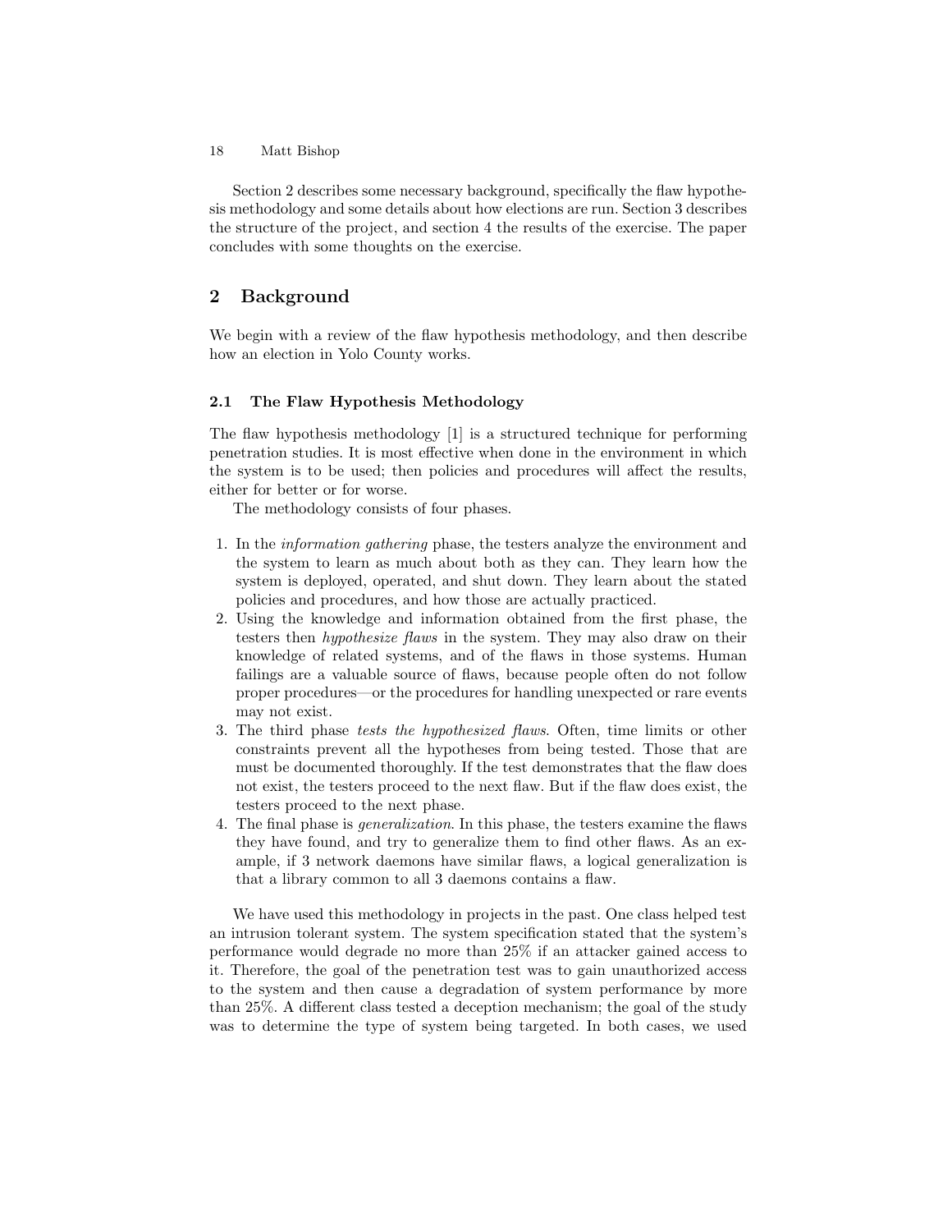Section 2 describes some necessary background, specifically the flaw hypothesis methodology and some details about how elections are run. Section 3 describes the structure of the project, and section 4 the results of the exercise. The paper concludes with some thoughts on the exercise.

## 2 Background

We begin with a review of the flaw hypothesis methodology, and then describe how an election in Yolo County works.

### 2.1 The Flaw Hypothesis Methodology

The flaw hypothesis methodology [1] is a structured technique for performing penetration studies. It is most effective when done in the environment in which the system is to be used; then policies and procedures will affect the results, either for better or for worse.

The methodology consists of four phases.

1. In the *information gathering* phase, the testers analyze the environment and the system to learn as much about both as they can. They learn how the system is deployed, operated, and shut down. They learn about the stated policies and procedures, and how those are actually practiced.
2. Using the knowledge and information obtained from the first phase, the testers then *hypothesize flaws* in the system. They may also draw on their knowledge of related systems, and of the flaws in those systems. Human failings are a valuable source of flaws, because people often do not follow proper procedures—or the procedures for handling unexpected or rare events may not exist.
3. The third phase *tests the hypothesized flaws*. Often, time limits or other constraints prevent all the hypotheses from being tested. Those that are must be documented thoroughly. If the test demonstrates that the flaw does not exist, the testers proceed to the next flaw. But if the flaw does exist, the testers proceed to the next phase.
4. The final phase is *generalization*. In this phase, the testers examine the flaws they have found, and try to generalize them to find other flaws. As an example, if 3 network daemons have similar flaws, a logical generalization is that a library common to all 3 daemons contains a flaw.

We have used this methodology in projects in the past. One class helped test an intrusion tolerant system. The system specification stated that the system's performance would degrade no more than 25% if an attacker gained access to it. Therefore, the goal of the penetration test was to gain unauthorized access to the system and then cause a degradation of system performance by more than 25%. A different class tested a deception mechanism; the goal of the study was to determine the type of system being targeted. In both cases, we used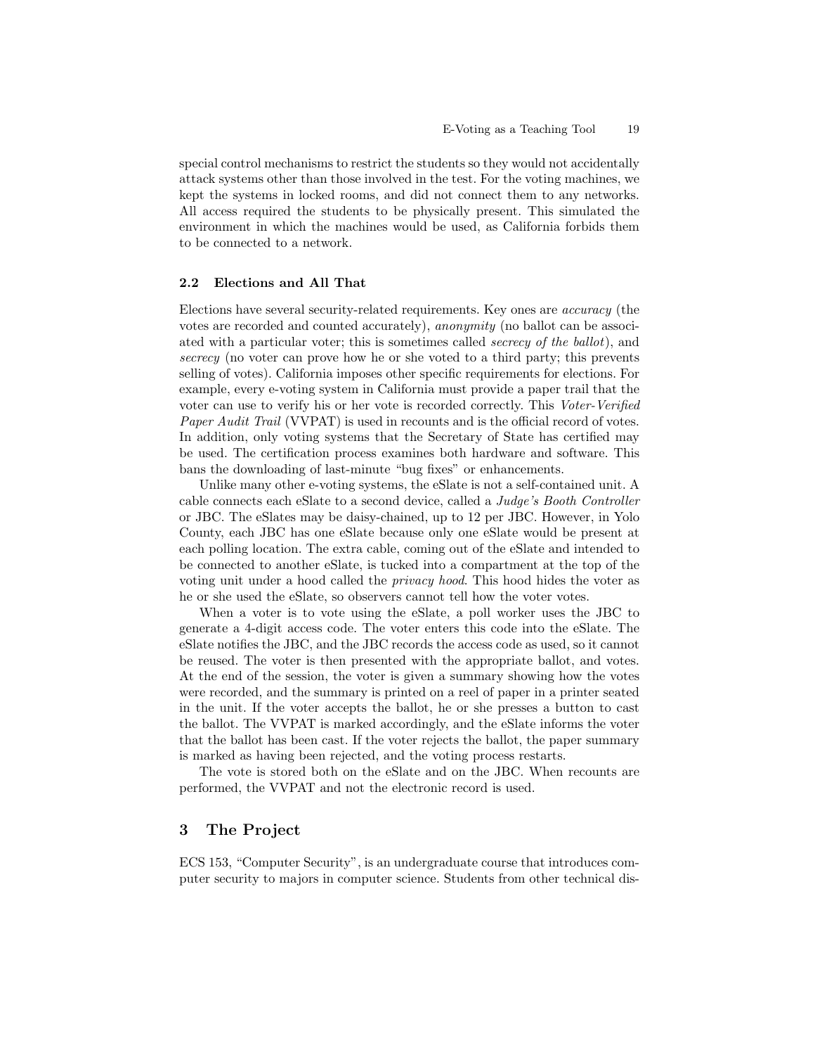special control mechanisms to restrict the students so they would not accidentally attack systems other than those involved in the test. For the voting machines, we kept the systems in locked rooms, and did not connect them to any networks. All access required the students to be physically present. This simulated the environment in which the machines would be used, as California forbids them to be connected to a network.

### 2.2 Elections and All That

Elections have several security-related requirements. Key ones are *accuracy* (the votes are recorded and counted accurately), *anonymity* (no ballot can be associated with a particular voter; this is sometimes called *secrecy of the ballot*), and *secrecy* (no voter can prove how he or she voted to a third party; this prevents selling of votes). California imposes other specific requirements for elections. For example, every e-voting system in California must provide a paper trail that the voter can use to verify his or her vote is recorded correctly. This *Voter-Verified Paper Audit Trail* (VVPAT) is used in recounts and is the official record of votes. In addition, only voting systems that the Secretary of State has certified may be used. The certification process examines both hardware and software. This bans the downloading of last-minute "bug fixes" or enhancements.

Unlike many other e-voting systems, the eSlate is not a self-contained unit. A cable connects each eSlate to a second device, called a *Judge's Booth Controller* or JBC. The eSlates may be daisy-chained, up to 12 per JBC. However, in Yolo County, each JBC has one eSlate because only one eSlate would be present at each polling location. The extra cable, coming out of the eSlate and intended to be connected to another eSlate, is tucked into a compartment at the top of the voting unit under a hood called the *privacy hood*. This hood hides the voter as he or she used the eSlate, so observers cannot tell how the voter votes.

When a voter is to vote using the eSlate, a poll worker uses the JBC to generate a 4-digit access code. The voter enters this code into the eSlate. The eSlate notifies the JBC, and the JBC records the access code as used, so it cannot be reused. The voter is then presented with the appropriate ballot, and votes. At the end of the session, the voter is given a summary showing how the votes were recorded, and the summary is printed on a reel of paper in a printer seated in the unit. If the voter accepts the ballot, he or she presses a button to cast the ballot. The VVPAT is marked accordingly, and the eSlate informs the voter that the ballot has been cast. If the voter rejects the ballot, the paper summary is marked as having been rejected, and the voting process restarts.

The vote is stored both on the eSlate and on the JBC. When recounts are performed, the VVPAT and not the electronic record is used.

## 3 The Project

ECS 153, "Computer Security", is an undergraduate course that introduces computer security to majors in computer science. Students from other technical dis-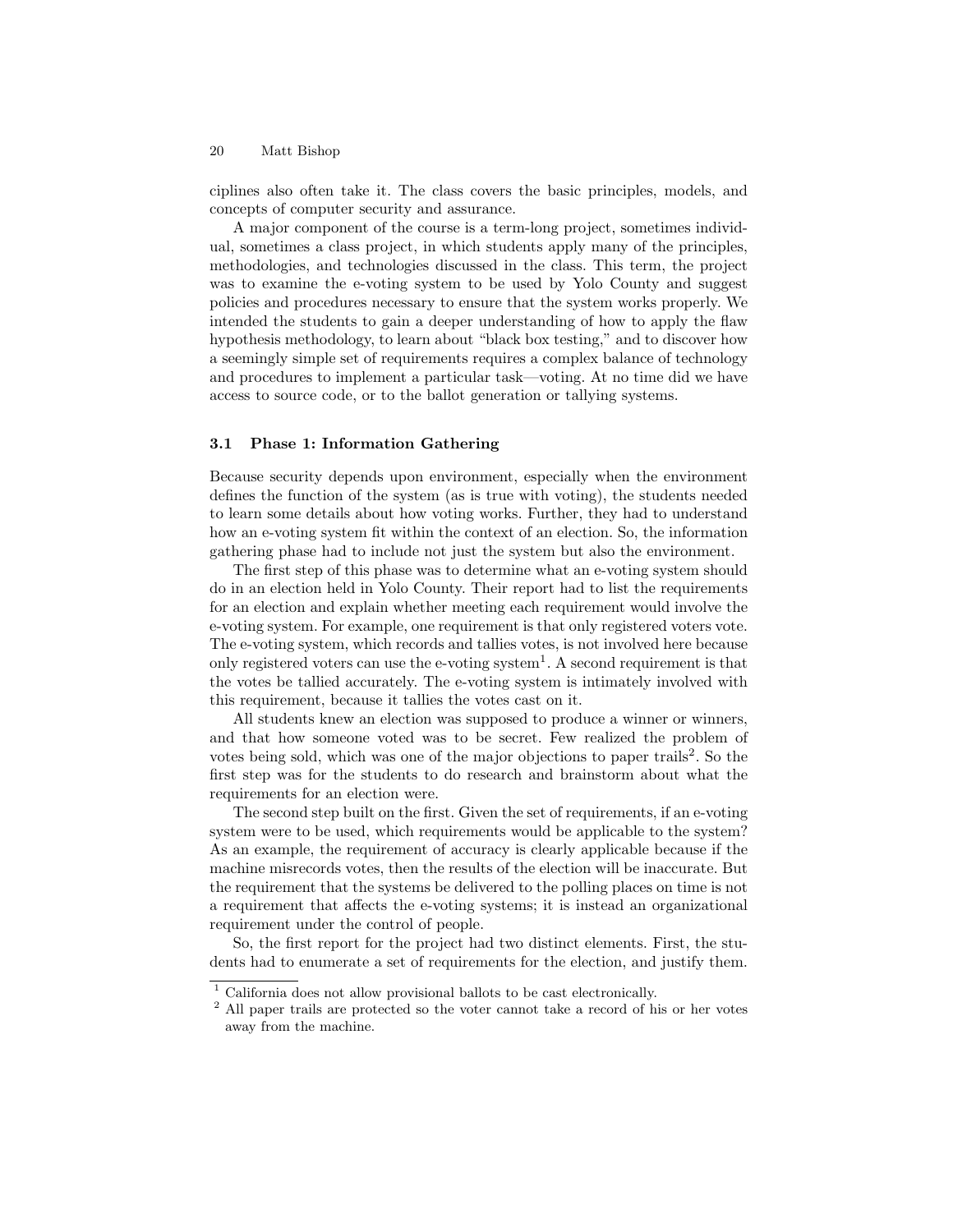ciplines also often take it. The class covers the basic principles, models, and concepts of computer security and assurance.

A major component of the course is a term-long project, sometimes individual, sometimes a class project, in which students apply many of the principles, methodologies, and technologies discussed in the class. This term, the project was to examine the e-voting system to be used by Yolo County and suggest policies and procedures necessary to ensure that the system works properly. We intended the students to gain a deeper understanding of how to apply the flaw hypothesis methodology, to learn about "black box testing," and to discover how a seemingly simple set of requirements requires a complex balance of technology and procedures to implement a particular task—voting. At no time did we have access to source code, or to the ballot generation or tallying systems.

### 3.1 Phase 1: Information Gathering

Because security depends upon environment, especially when the environment defines the function of the system (as is true with voting), the students needed to learn some details about how voting works. Further, they had to understand how an e-voting system fit within the context of an election. So, the information gathering phase had to include not just the system but also the environment.

The first step of this phase was to determine what an e-voting system should do in an election held in Yolo County. Their report had to list the requirements for an election and explain whether meeting each requirement would involve the e-voting system. For example, one requirement is that only registered voters vote. The e-voting system, which records and tallies votes, is not involved here because only registered voters can use the e-voting system[1]. A second requirement is that the votes be tallied accurately. The e-voting system is intimately involved with this requirement, because it tallies the votes cast on it.

All students knew an election was supposed to produce a winner or winners, and that how someone voted was to be secret. Few realized the problem of votes being sold, which was one of the major objections to paper trails[2]. So the first step was for the students to do research and brainstorm about what the requirements for an election were.

The second step built on the first. Given the set of requirements, if an e-voting system were to be used, which requirements would be applicable to the system? As an example, the requirement of accuracy is clearly applicable because if the machine misrecords votes, then the results of the election will be inaccurate. But the requirement that the systems be delivered to the polling places on time is not a requirement that affects the e-voting systems; it is instead an organizational requirement under the control of people.

So, the first report for the project had two distinct elements. First, the students had to enumerate a set of requirements for the election, and justify them.

[1] California does not allow provisional ballots to be cast electronically.

[2] All paper trails are protected so the voter cannot take a record of his or her votes away from the machine.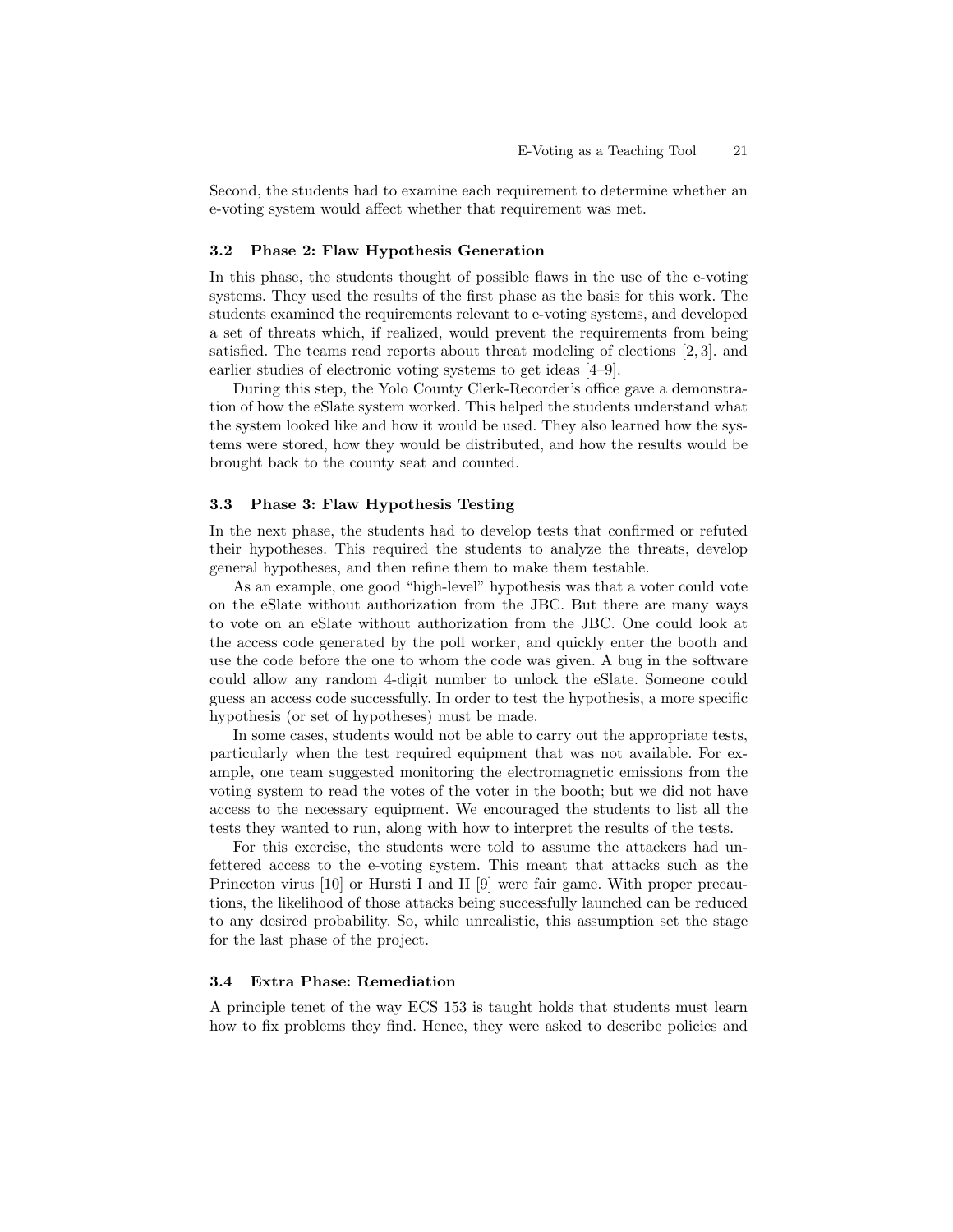Second, the students had to examine each requirement to determine whether an e-voting system would affect whether that requirement was met.

### 3.2 Phase 2: Flaw Hypothesis Generation

In this phase, the students thought of possible flaws in the use of the e-voting systems. They used the results of the first phase as the basis for this work. The students examined the requirements relevant to e-voting systems, and developed a set of threats which, if realized, would prevent the requirements from being satisfied. The teams read reports about threat modeling of elections [2, 3]. and earlier studies of electronic voting systems to get ideas [4–9].

During this step, the Yolo County Clerk-Recorder's office gave a demonstration of how the eSlate system worked. This helped the students understand what the system looked like and how it would be used. They also learned how the systems were stored, how they would be distributed, and how the results would be brought back to the county seat and counted.

### 3.3 Phase 3: Flaw Hypothesis Testing

In the next phase, the students had to develop tests that confirmed or refuted their hypotheses. This required the students to analyze the threats, develop general hypotheses, and then refine them to make them testable.

As an example, one good "high-level" hypothesis was that a voter could vote on the eSlate without authorization from the JBC. But there are many ways to vote on an eSlate without authorization from the JBC. One could look at the access code generated by the poll worker, and quickly enter the booth and use the code before the one to whom the code was given. A bug in the software could allow any random 4-digit number to unlock the eSlate. Someone could guess an access code successfully. In order to test the hypothesis, a more specific hypothesis (or set of hypotheses) must be made.

In some cases, students would not be able to carry out the appropriate tests, particularly when the test required equipment that was not available. For example, one team suggested monitoring the electromagnetic emissions from the voting system to read the votes of the voter in the booth; but we did not have access to the necessary equipment. We encouraged the students to list all the tests they wanted to run, along with how to interpret the results of the tests.

For this exercise, the students were told to assume the attackers had unfettered access to the e-voting system. This meant that attacks such as the Princeton virus [10] or Hursti I and II [9] were fair game. With proper precautions, the likelihood of those attacks being successfully launched can be reduced to any desired probability. So, while unrealistic, this assumption set the stage for the last phase of the project.

### 3.4 Extra Phase: Remediation

A principle tenet of the way ECS 153 is taught holds that students must learn how to fix problems they find. Hence, they were asked to describe policies and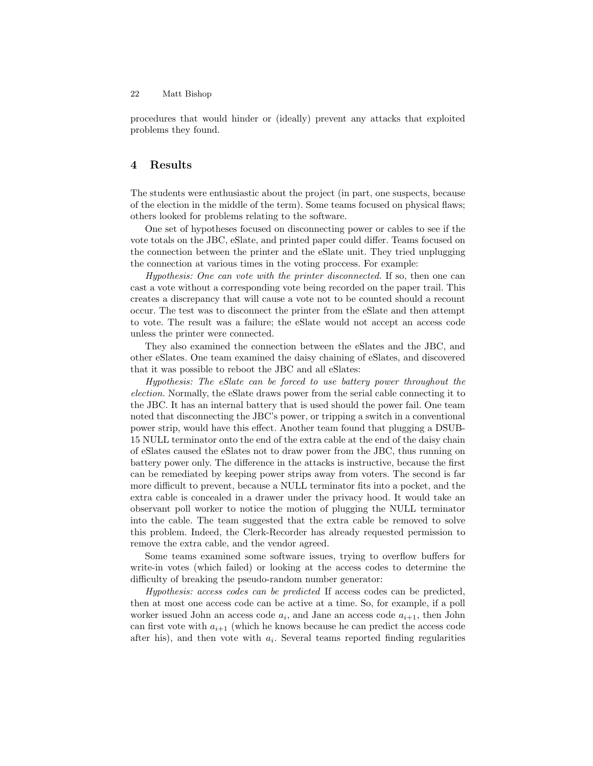procedures that would hinder or (ideally) prevent any attacks that exploited problems they found.

## 4 Results

The students were enthusiastic about the project (in part, one suspects, because of the election in the middle of the term). Some teams focused on physical flaws; others looked for problems relating to the software.

One set of hypotheses focused on disconnecting power or cables to see if the vote totals on the JBC, eSlate, and printed paper could differ. Teams focused on the connection between the printer and the eSlate unit. They tried unplugging the connection at various times in the voting proccess. For example:

*Hypothesis: One can vote with the printer disconnected.* If so, then one can cast a vote without a corresponding vote being recorded on the paper trail. This creates a discrepancy that will cause a vote not to be counted should a recount occur. The test was to disconnect the printer from the eSlate and then attempt to vote. The result was a failure; the eSlate would not accept an access code unless the printer were connected.

They also examined the connection between the eSlates and the JBC, and other eSlates. One team examined the daisy chaining of eSlates, and discovered that it was possible to reboot the JBC and all eSlates:

*Hypothesis: The eSlate can be forced to use battery power throughout the election.* Normally, the eSlate draws power from the serial cable connecting it to the JBC. It has an internal battery that is used should the power fail. One team noted that disconnecting the JBC's power, or tripping a switch in a conventional power strip, would have this effect. Another team found that plugging a DSUB-15 NULL terminator onto the end of the extra cable at the end of the daisy chain of eSlates caused the eSlates not to draw power from the JBC, thus running on battery power only. The difference in the attacks is instructive, because the first can be remediated by keeping power strips away from voters. The second is far more difficult to prevent, because a NULL terminator fits into a pocket, and the extra cable is concealed in a drawer under the privacy hood. It would take an observant poll worker to notice the motion of plugging the NULL terminator into the cable. The team suggested that the extra cable be removed to solve this problem. Indeed, the Clerk-Recorder has already requested permission to remove the extra cable, and the vendor agreed.

Some teams examined some software issues, trying to overflow buffers for write-in votes (which failed) or looking at the access codes to determine the difficulty of breaking the pseudo-random number generator:

*Hypothesis: access codes can be predicted* If access codes can be predicted, then at most one access code can be active at a time. So, for example, if a poll worker issued John an access code $a_i$, and Jane an access code $a_{i+1}$, then John can first vote with $a_{i+1}$ (which he knows because he can predict the access code after his), and then vote with $a_i$. Several teams reported finding regularities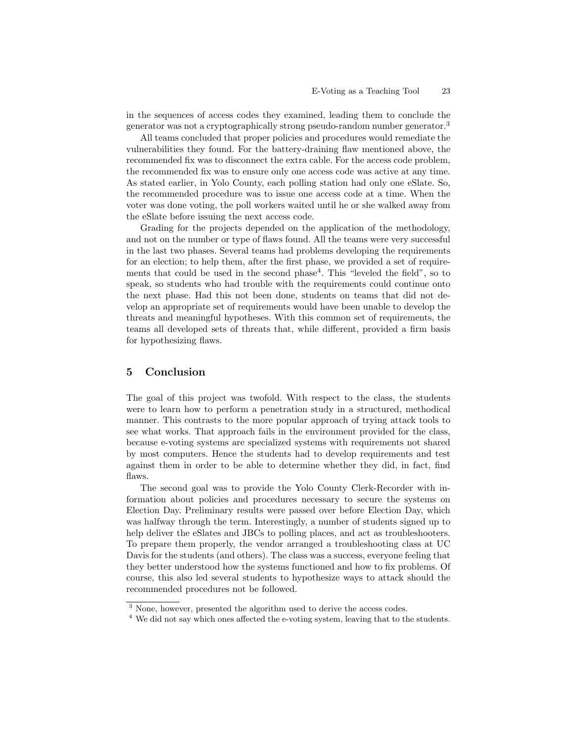in the sequences of access codes they examined, leading them to conclude the generator was not a cryptographically strong pseudo-random number generator.[3]

All teams concluded that proper policies and procedures would remediate the vulnerabilities they found. For the battery-draining flaw mentioned above, the recommended fix was to disconnect the extra cable. For the access code problem, the recommended fix was to ensure only one access code was active at any time. As stated earlier, in Yolo County, each polling station had only one eSlate. So, the recommended procedure was to issue one access code at a time. When the voter was done voting, the poll workers waited until he or she walked away from the eSlate before issuing the next access code.

Grading for the projects depended on the application of the methodology, and not on the number or type of flaws found. All the teams were very successful in the last two phases. Several teams had problems developing the requirements for an election; to help them, after the first phase, we provided a set of requirements that could be used in the second phase[4]. This "leveled the field", so to speak, so students who had trouble with the requirements could continue onto the next phase. Had this not been done, students on teams that did not develop an appropriate set of requirements would have been unable to develop the threats and meaningful hypotheses. With this common set of requirements, the teams all developed sets of threats that, while different, provided a firm basis for hypothesizing flaws.

## 5 Conclusion

The goal of this project was twofold. With respect to the class, the students were to learn how to perform a penetration study in a structured, methodical manner. This contrasts to the more popular approach of trying attack tools to see what works. That approach fails in the environment provided for the class, because e-voting systems are specialized systems with requirements not shared by most computers. Hence the students had to develop requirements and test against them in order to be able to determine whether they did, in fact, find flaws.

The second goal was to provide the Yolo County Clerk-Recorder with information about policies and procedures necessary to secure the systems on Election Day. Preliminary results were passed over before Election Day, which was halfway through the term. Interestingly, a number of students signed up to help deliver the eSlates and JBCs to polling places, and act as troubleshooters. To prepare them properly, the vendor arranged a troubleshooting class at UC Davis for the students (and others). The class was a success, everyone feeling that they better understood how the systems functioned and how to fix problems. Of course, this also led several students to hypothesize ways to attack should the recommended procedures not be followed.

[3] None, however, presented the algorithm used to derive the access codes.

[4] We did not say which ones affected the e-voting system, leaving that to the students.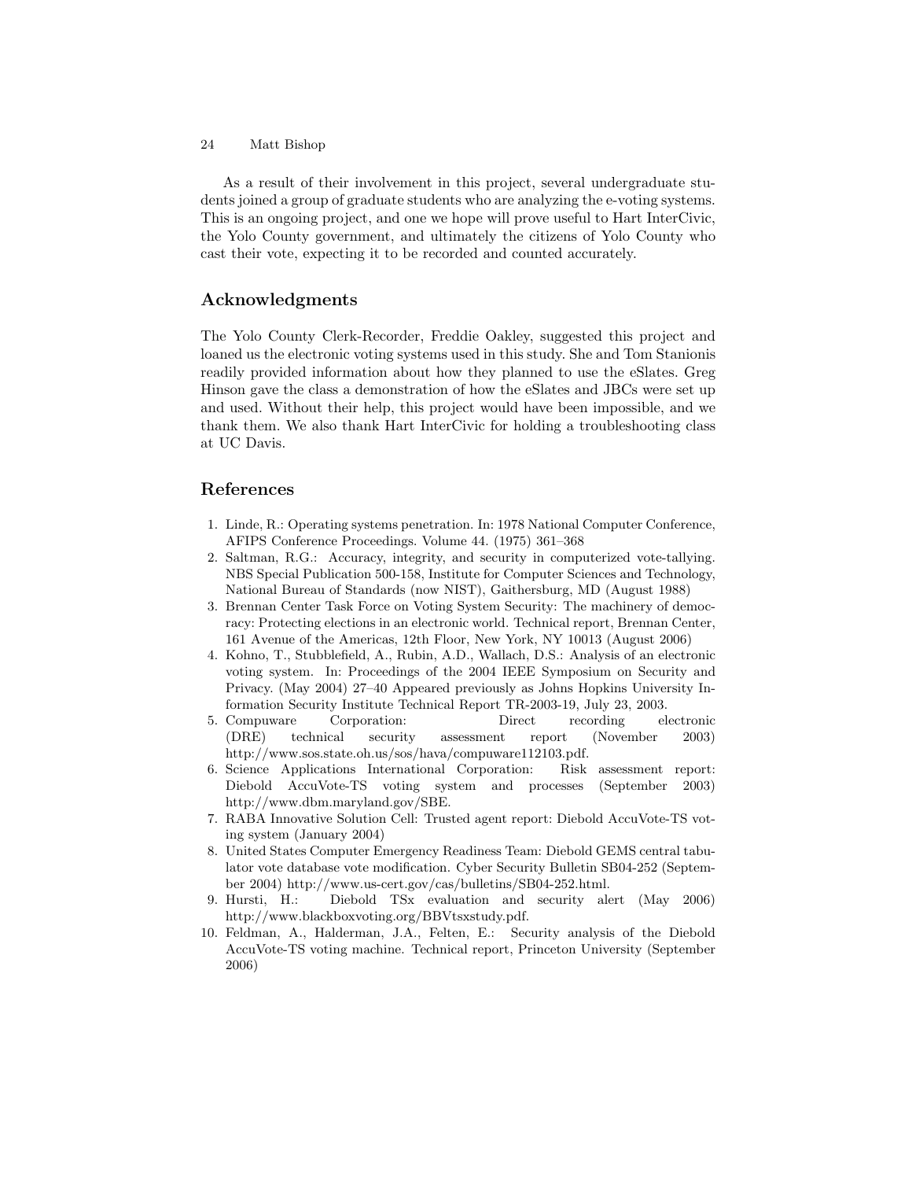As a result of their involvement in this project, several undergraduate students joined a group of graduate students who are analyzing the e-voting systems. This is an ongoing project, and one we hope will prove useful to Hart InterCivic, the Yolo County government, and ultimately the citizens of Yolo County who cast their vote, expecting it to be recorded and counted accurately.

## Acknowledgments

The Yolo County Clerk-Recorder, Freddie Oakley, suggested this project and loaned us the electronic voting systems used in this study. She and Tom Stanionis readily provided information about how they planned to use the eSlates. Greg Hinson gave the class a demonstration of how the eSlates and JBCs were set up and used. Without their help, this project would have been impossible, and we thank them. We also thank Hart InterCivic for holding a troubleshooting class at UC Davis.

## References

1. Linde, R.: Operating systems penetration. In: 1978 National Computer Conference, AFIPS Conference Proceedings. Volume 44. (1975) 361–368
2. Saltman, R.G.: Accuracy, integrity, and security in computerized vote-tallying. NBS Special Publication 500-158, Institute for Computer Sciences and Technology, National Bureau of Standards (now NIST), Gaithersburg, MD (August 1988)
3. Brennan Center Task Force on Voting System Security: The machinery of democracy: Protecting elections in an electronic world. Technical report, Brennan Center, 161 Avenue of the Americas, 12th Floor, New York, NY 10013 (August 2006)
4. Kohno, T., Stubblefield, A., Rubin, A.D., Wallach, D.S.: Analysis of an electronic voting system. In: Proceedings of the 2004 IEEE Symposium on Security and Privacy. (May 2004) 27–40 Appeared previously as Johns Hopkins University Information Security Institute Technical Report TR-2003-19, July 23, 2003.
5. Compuware Corporation: Direct recording electronic (DRE) technical security assessment report (November 2003) http://www.sos.state.oh.us/sos/hava/compuware112103.pdf.
6. Science Applications International Corporation: Risk assessment report: Diebold AccuVote-TS voting system and processes (September 2003) http://www.dbm.maryland.gov/SBE.
7. RABA Innovative Solution Cell: Trusted agent report: Diebold AccuVote-TS voting system (January 2004)
8. United States Computer Emergency Readiness Team: Diebold GEMS central tabulator vote database vote modification. Cyber Security Bulletin SB04-252 (September 2004) http://www.us-cert.gov/cas/bulletins/SB04-252.html.
9. Hursti, H.: Diebold TSx evaluation and security alert (May 2006) http://www.blackboxvoting.org/BBVtsxstudy.pdf.
10. Feldman, A., Halderman, J.A., Felten, E.: Security analysis of the Diebold AccuVote-TS voting machine. Technical report, Princeton University (September 2006)